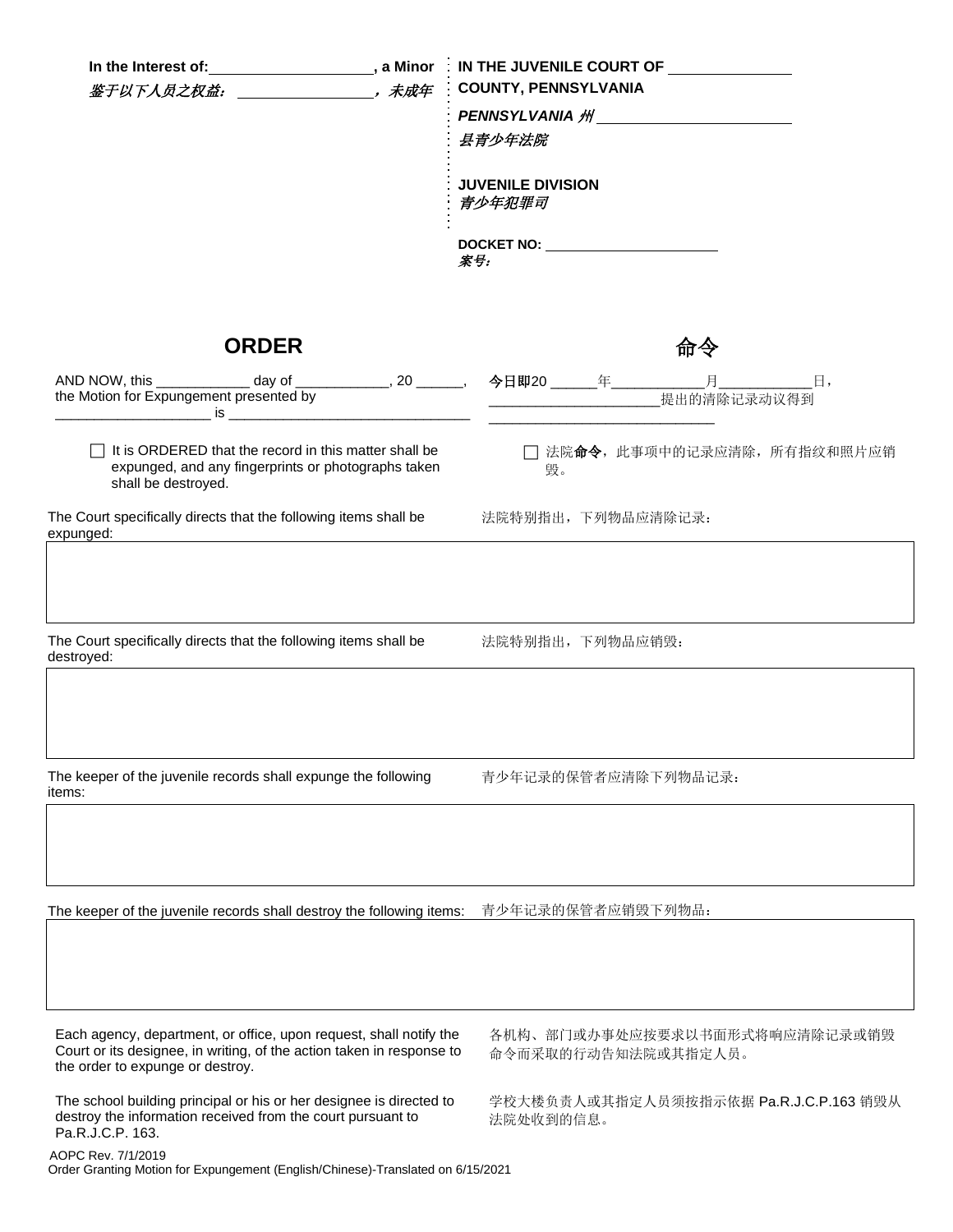**In the Interest of:** ____________________, **a Minor**
***鉴于以下人员之权益：*** ________________***，未成年***

**IN THE JUVENILE COURT OF** ______________
**COUNTY, PENNSYLVANIA**
***PENNSYLVANIA 州*** ______________________
***县青少年法院***

**JUVENILE DIVISION**
***青少年犯罪司***

**DOCKET NO:** ______________________
***案号：***

## ORDER

## 命令

AND NOW, this ____________ day of ____________, 20 ______, the Motion for Expungement presented by ____________________ is ______________________________

今日即20 ______年____________月____________日，______________________提出的清除记录动议得到____________________________

☐ It is ORDERED that the record in this matter shall be expunged, and any fingerprints or photographs taken shall be destroyed.

☐ 法院**命令**，此事项中的记录应清除，所有指纹和照片应销毁。

The Court specifically directs that the following items shall be expunged:

法院特别指出，下列物品应清除记录：

| |
|---|
| |

The Court specifically directs that the following items shall be destroyed:

法院特别指出，下列物品应销毁：

| |
|---|
| |

The keeper of the juvenile records shall expunge the following items:

青少年记录的保管者应清除下列物品记录：

| |
|---|
| |

The keeper of the juvenile records shall destroy the following items:

青少年记录的保管者应销毁下列物品：

| |
|---|
| |

Each agency, department, or office, upon request, shall notify the Court or its designee, in writing, of the action taken in response to the order to expunge or destroy.

各机构、部门或办事处应按要求以书面形式将响应清除记录或销毁命令而采取的行动告知法院或其指定人员。

The school building principal or his or her designee is directed to destroy the information received from the court pursuant to Pa.R.J.C.P. 163.

学校大楼负责人或其指定人员须按指示依据 Pa.R.J.C.P.163 销毁从法院处收到的信息。

AOPC Rev. 7/1/2019
Order Granting Motion for Expungement (English/Chinese)-Translated on 6/15/2021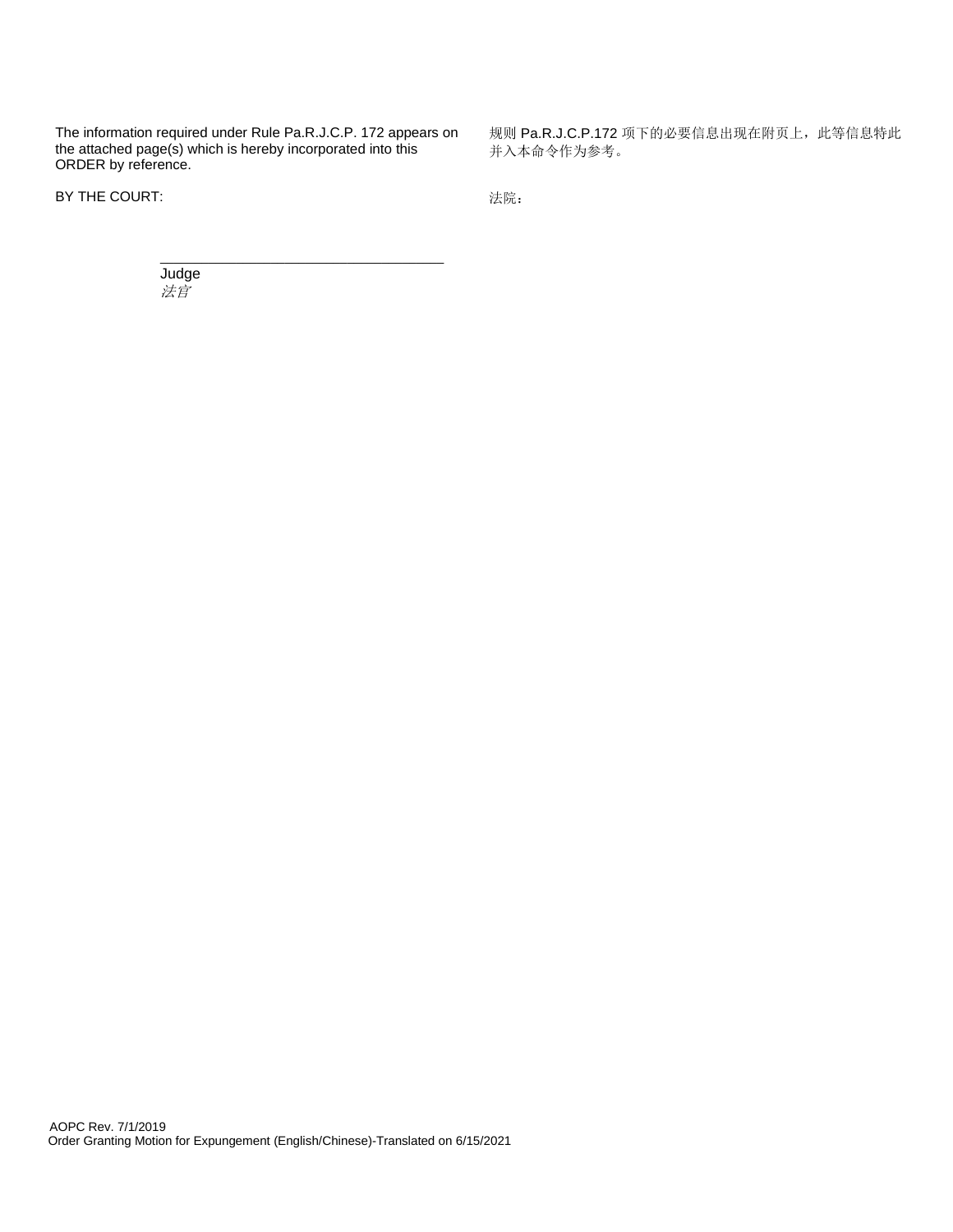The information required under Rule Pa.R.J.C.P. 172 appears on the attached page(s) which is hereby incorporated into this ORDER by reference.

规则 Pa.R.J.C.P.172 项下的必要信息出现在附页上，此等信息特此并入本命令作为参考。

BY THE COURT:

法院：

\_\_\_\_\_\_\_\_\_\_\_\_\_\_\_\_\_\_\_\_\_\_\_\_\_\_\_\_\_\_\_\_\_\_\_\_

Judge

*法官*

AOPC Rev. 7/1/2019

Order Granting Motion for Expungement (English/Chinese)-Translated on 6/15/2021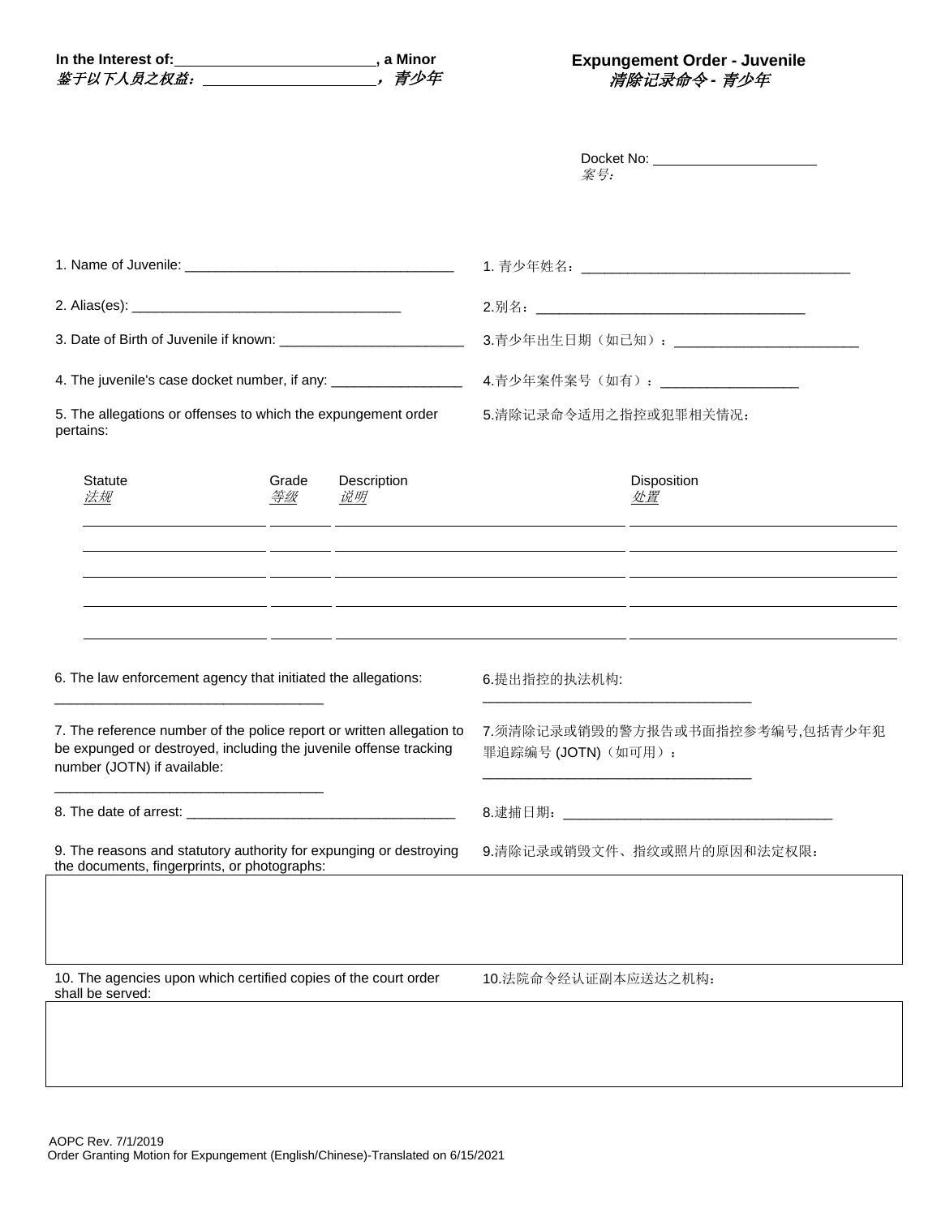**In the Interest of:________________________, a Minor**
***鉴于以下人员之权益：____________________，青少年***

**Expunged Order - Juvenile**
***清除记录命令 - 青少年***

Docket No: ____________________
*案号：*

1. Name of Juvenile: ___________________________________
1. 青少年姓名：___________________________________

2. Alias(es): ___________________________________
2.别名：___________________________________

3. Date of Birth of Juvenile if known: ________________________
3.青少年出生日期（如已知）：________________________

4. The juvenile's case docket number, if any: _________________
4.青少年案件案号（如有）：_________________

5. The allegations or offenses to which the expungement order pertains:
5.清除记录命令适用之指控或犯罪相关情况：

| Statute<br>*法规* | Grade<br>*等级* | Description<br>*说明* | Disposition<br>*处置* |
|---|---|---|---|
| | | | |
| | | | |
| | | | |
| | | | |
| | | | |

6. The law enforcement agency that initiated the allegations:
___________________________________
6.提出指控的执法机构:
___________________________________

7. The reference number of the police report or written allegation to be expunged or destroyed, including the juvenile offense tracking number (JOTN) if available:
___________________________________
7.须清除记录或销毁的警方报告或书面指控参考编号,包括青少年犯罪追踪编号 (JOTN)（如可用）：
___________________________________

8. The date of arrest: ___________________________________
8.逮捕日期：___________________________________

9. The reasons and statutory authority for expunging or destroying the documents, fingerprints, or photographs:
9.清除记录或销毁文件、指纹或照片的原因和法定权限：

10. The agencies upon which certified copies of the court order shall be served:
10.法院命令经认证副本应送达之机构：

AOPC Rev. 7/1/2019
Order Granting Motion for Expungement (English/Chinese)-Translated on 6/15/2021